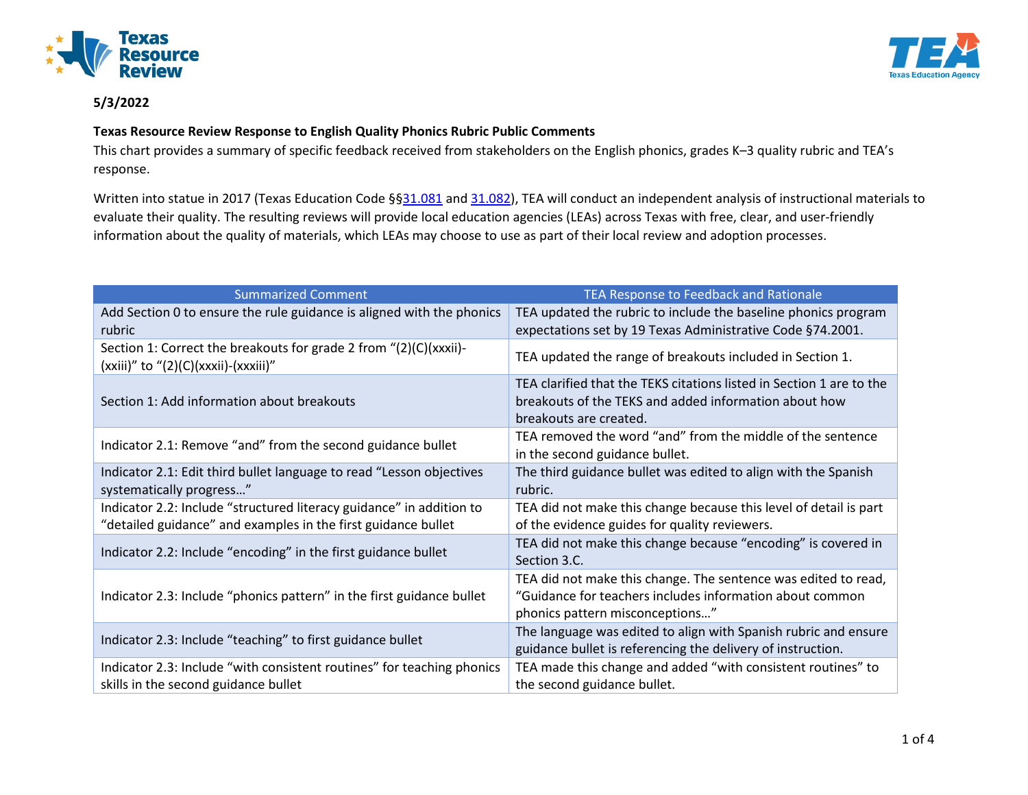**5/3/2022**

**Texas Resource Review Response to English Quality Phonics Rubric Public Comments**

This chart provides a summary of specific feedback received from stakeholders on the English phonics, grades K–3 quality rubric and TEA's response.

Written into statue in 2017 (Texas Education Code §§31.081 and 31.082), TEA will conduct an independent analysis of instructional materials to evaluate their quality. The resulting reviews will provide local education agencies (LEAs) across Texas with free, clear, and user-friendly information about the quality of materials, which LEAs may choose to use as part of their local review and adoption processes.

| Summarized Comment | TEA Response to Feedback and Rationale |
|---|---|
| Add Section 0 to ensure the rule guidance is aligned with the phonics rubric | TEA updated the rubric to include the baseline phonics program expectations set by 19 Texas Administrative Code §74.2001. |
| Section 1: Correct the breakouts for grade 2 from "(2)(C)(xxxii)-(xxiii)" to "(2)(C)(xxxii)-(xxxiii)" | TEA updated the range of breakouts included in Section 1. |
| Section 1: Add information about breakouts | TEA clarified that the TEKS citations listed in Section 1 are to the breakouts of the TEKS and added information about how breakouts are created. |
| Indicator 2.1: Remove "and" from the second guidance bullet | TEA removed the word "and" from the middle of the sentence in the second guidance bullet. |
| Indicator 2.1: Edit third bullet language to read "Lesson objectives systematically progress…" | The third guidance bullet was edited to align with the Spanish rubric. |
| Indicator 2.2: Include "structured literacy guidance" in addition to "detailed guidance" and examples in the first guidance bullet | TEA did not make this change because this level of detail is part of the evidence guides for quality reviewers. |
| Indicator 2.2: Include "encoding" in the first guidance bullet | TEA did not make this change because "encoding" is covered in Section 3.C. |
| Indicator 2.3: Include "phonics pattern" in the first guidance bullet | TEA did not make this change. The sentence was edited to read, "Guidance for teachers includes information about common phonics pattern misconceptions…" |
| Indicator 2.3: Include "teaching" to first guidance bullet | The language was edited to align with Spanish rubric and ensure guidance bullet is referencing the delivery of instruction. |
| Indicator 2.3: Include "with consistent routines" for teaching phonics skills in the second guidance bullet | TEA made this change and added "with consistent routines" to the second guidance bullet. |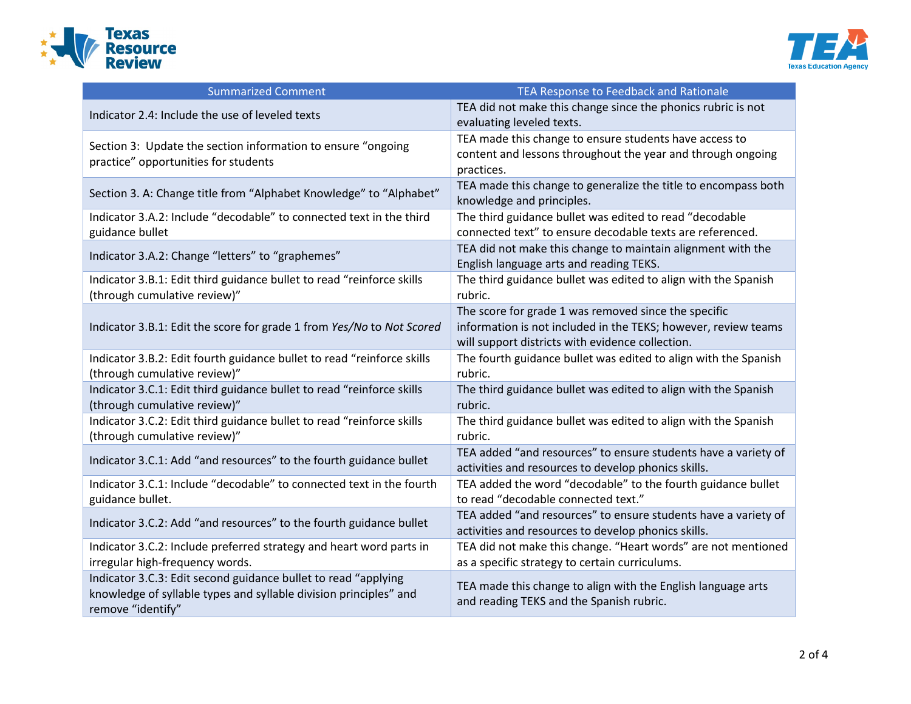| Summarized Comment | TEA Response to Feedback and Rationale |
|---|---|
| Indicator 2.4: Include the use of leveled texts | TEA did not make this change since the phonics rubric is not evaluating leveled texts. |
| Section 3: Update the section information to ensure "ongoing practice" opportunities for students | TEA made this change to ensure students have access to content and lessons throughout the year and through ongoing practices. |
| Section 3. A: Change title from "Alphabet Knowledge" to "Alphabet" | TEA made this change to generalize the title to encompass both knowledge and principles. |
| Indicator 3.A.2: Include "decodable" to connected text in the third guidance bullet | The third guidance bullet was edited to read "decodable connected text" to ensure decodable texts are referenced. |
| Indicator 3.A.2: Change "letters" to "graphemes" | TEA did not make this change to maintain alignment with the English language arts and reading TEKS. |
| Indicator 3.B.1: Edit third guidance bullet to read "reinforce skills (through cumulative review)" | The third guidance bullet was edited to align with the Spanish rubric. |
| Indicator 3.B.1: Edit the score for grade 1 from *Yes/No* to *Not Scored* | The score for grade 1 was removed since the specific information is not included in the TEKS; however, review teams will support districts with evidence collection. |
| Indicator 3.B.2: Edit fourth guidance bullet to read "reinforce skills (through cumulative review)" | The fourth guidance bullet was edited to align with the Spanish rubric. |
| Indicator 3.C.1: Edit third guidance bullet to read "reinforce skills (through cumulative review)" | The third guidance bullet was edited to align with the Spanish rubric. |
| Indicator 3.C.2: Edit third guidance bullet to read "reinforce skills (through cumulative review)" | The third guidance bullet was edited to align with the Spanish rubric. |
| Indicator 3.C.1: Add "and resources" to the fourth guidance bullet | TEA added "and resources" to ensure students have a variety of activities and resources to develop phonics skills. |
| Indicator 3.C.1: Include "decodable" to connected text in the fourth guidance bullet. | TEA added the word "decodable" to the fourth guidance bullet to read "decodable connected text." |
| Indicator 3.C.2: Add "and resources" to the fourth guidance bullet | TEA added "and resources" to ensure students have a variety of activities and resources to develop phonics skills. |
| Indicator 3.C.2: Include preferred strategy and heart word parts in irregular high-frequency words. | TEA did not make this change. "Heart words" are not mentioned as a specific strategy to certain curriculums. |
| Indicator 3.C.3: Edit second guidance bullet to read "applying knowledge of syllable types and syllable division principles" and remove "identify" | TEA made this change to align with the English language arts and reading TEKS and the Spanish rubric. |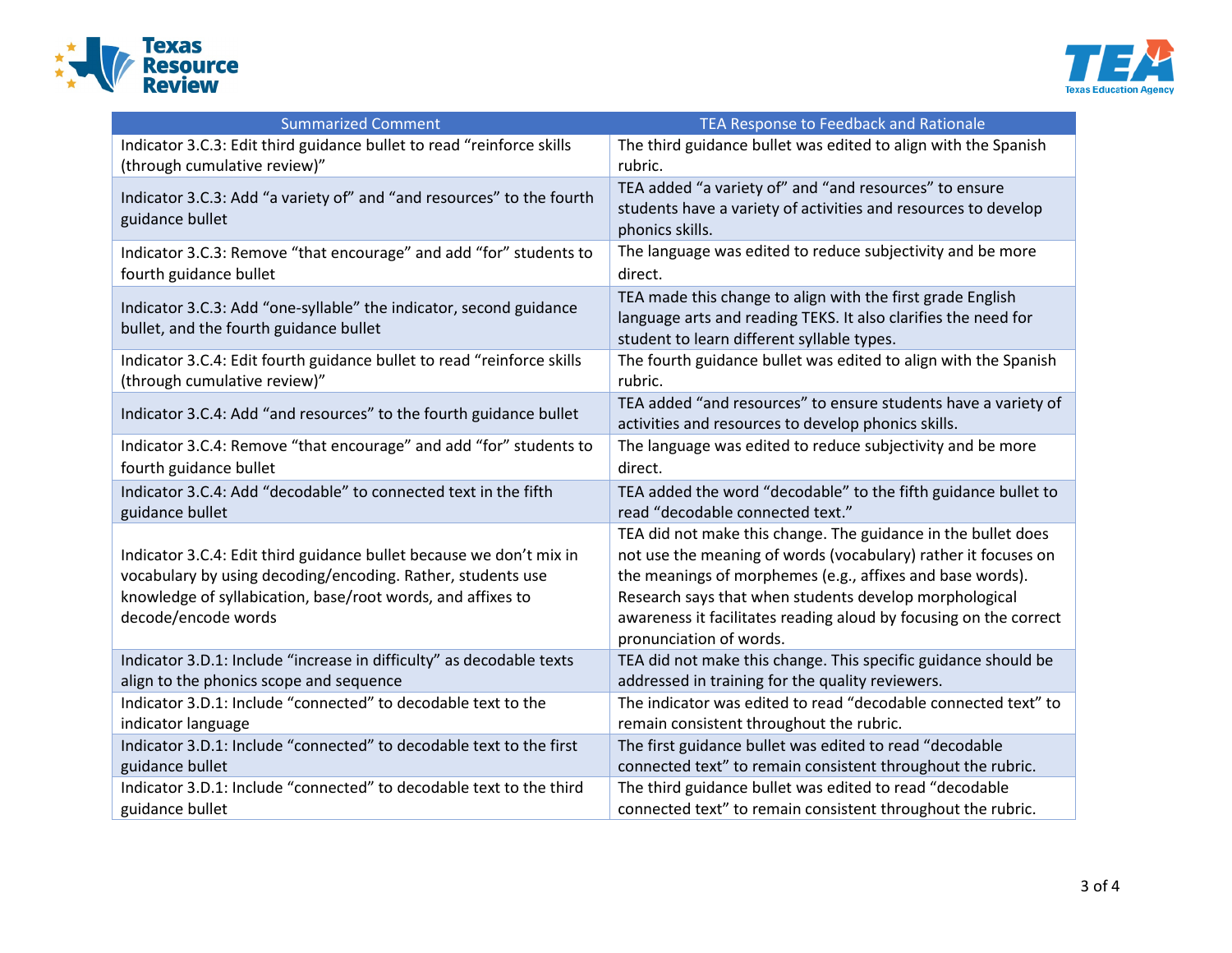| Summarized Comment | TEA Response to Feedback and Rationale |
|---|---|
| Indicator 3.C.3: Edit third guidance bullet to read “reinforce skills (through cumulative review)” | The third guidance bullet was edited to align with the Spanish rubric. |
| Indicator 3.C.3: Add “a variety of” and “and resources” to the fourth guidance bullet | TEA added “a variety of” and “and resources” to ensure students have a variety of activities and resources to develop phonics skills. |
| Indicator 3.C.3: Remove “that encourage” and add “for” students to fourth guidance bullet | The language was edited to reduce subjectivity and be more direct. |
| Indicator 3.C.3: Add “one-syllable” the indicator, second guidance bullet, and the fourth guidance bullet | TEA made this change to align with the first grade English language arts and reading TEKS. It also clarifies the need for student to learn different syllable types. |
| Indicator 3.C.4: Edit fourth guidance bullet to read “reinforce skills (through cumulative review)” | The fourth guidance bullet was edited to align with the Spanish rubric. |
| Indicator 3.C.4: Add “and resources” to the fourth guidance bullet | TEA added “and resources” to ensure students have a variety of activities and resources to develop phonics skills. |
| Indicator 3.C.4: Remove “that encourage” and add “for” students to fourth guidance bullet | The language was edited to reduce subjectivity and be more direct. |
| Indicator 3.C.4: Add “decodable” to connected text in the fifth guidance bullet | TEA added the word “decodable” to the fifth guidance bullet to read “decodable connected text.” |
| Indicator 3.C.4: Edit third guidance bullet because we don’t mix in vocabulary by using decoding/encoding. Rather, students use knowledge of syllabication, base/root words, and affixes to decode/encode words | TEA did not make this change. The guidance in the bullet does not use the meaning of words (vocabulary) rather it focuses on the meanings of morphemes (e.g., affixes and base words). Research says that when students develop morphological awareness it facilitates reading aloud by focusing on the correct pronunciation of words. |
| Indicator 3.D.1: Include “increase in difficulty” as decodable texts align to the phonics scope and sequence | TEA did not make this change. This specific guidance should be addressed in training for the quality reviewers. |
| Indicator 3.D.1: Include “connected” to decodable text to the indicator language | The indicator was edited to read “decodable connected text” to remain consistent throughout the rubric. |
| Indicator 3.D.1: Include “connected” to decodable text to the first guidance bullet | The first guidance bullet was edited to read “decodable connected text” to remain consistent throughout the rubric. |
| Indicator 3.D.1: Include “connected” to decodable text to the third guidance bullet | The third guidance bullet was edited to read “decodable connected text” to remain consistent throughout the rubric. |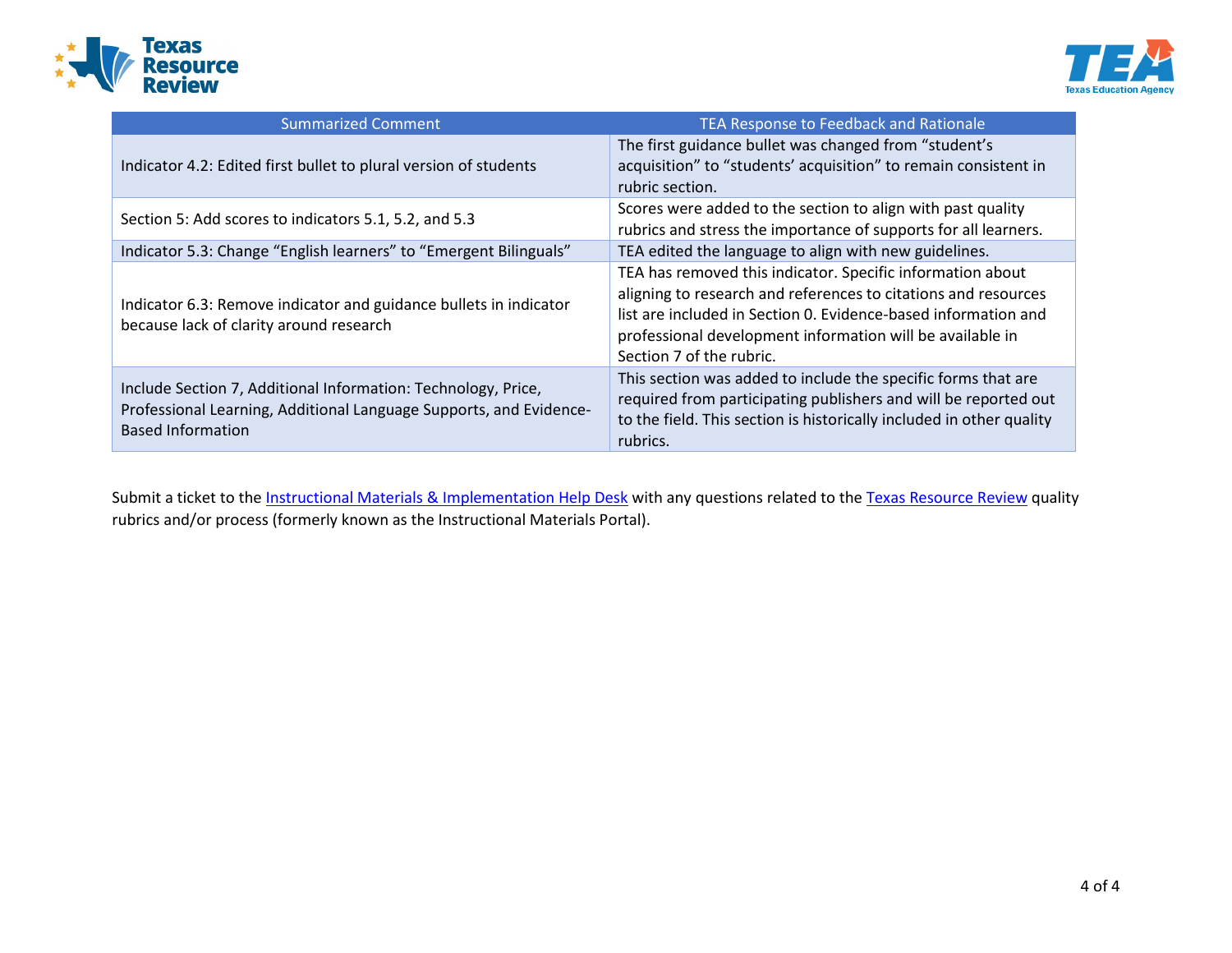| Summarized Comment | TEA Response to Feedback and Rationale |
|---|---|
| Indicator 4.2: Edited first bullet to plural version of students | The first guidance bullet was changed from “student’s acquisition” to “students’ acquisition” to remain consistent in rubric section. |
| Section 5: Add scores to indicators 5.1, 5.2, and 5.3 | Scores were added to the section to align with past quality rubrics and stress the importance of supports for all learners. |
| Indicator 5.3: Change “English learners” to “Emergent Bilinguals” | TEA edited the language to align with new guidelines. |
| Indicator 6.3: Remove indicator and guidance bullets in indicator because lack of clarity around research | TEA has removed this indicator. Specific information about aligning to research and references to citations and resources list are included in Section 0. Evidence-based information and professional development information will be available in Section 7 of the rubric. |
| Include Section 7, Additional Information: Technology, Price, Professional Learning, Additional Language Supports, and Evidence-Based Information | This section was added to include the specific forms that are required from participating publishers and will be reported out to the field. This section is historically included in other quality rubrics. |

Submit a ticket to the Instructional Materials & Implementation Help Desk with any questions related to the Texas Resource Review quality rubrics and/or process (formerly known as the Instructional Materials Portal).